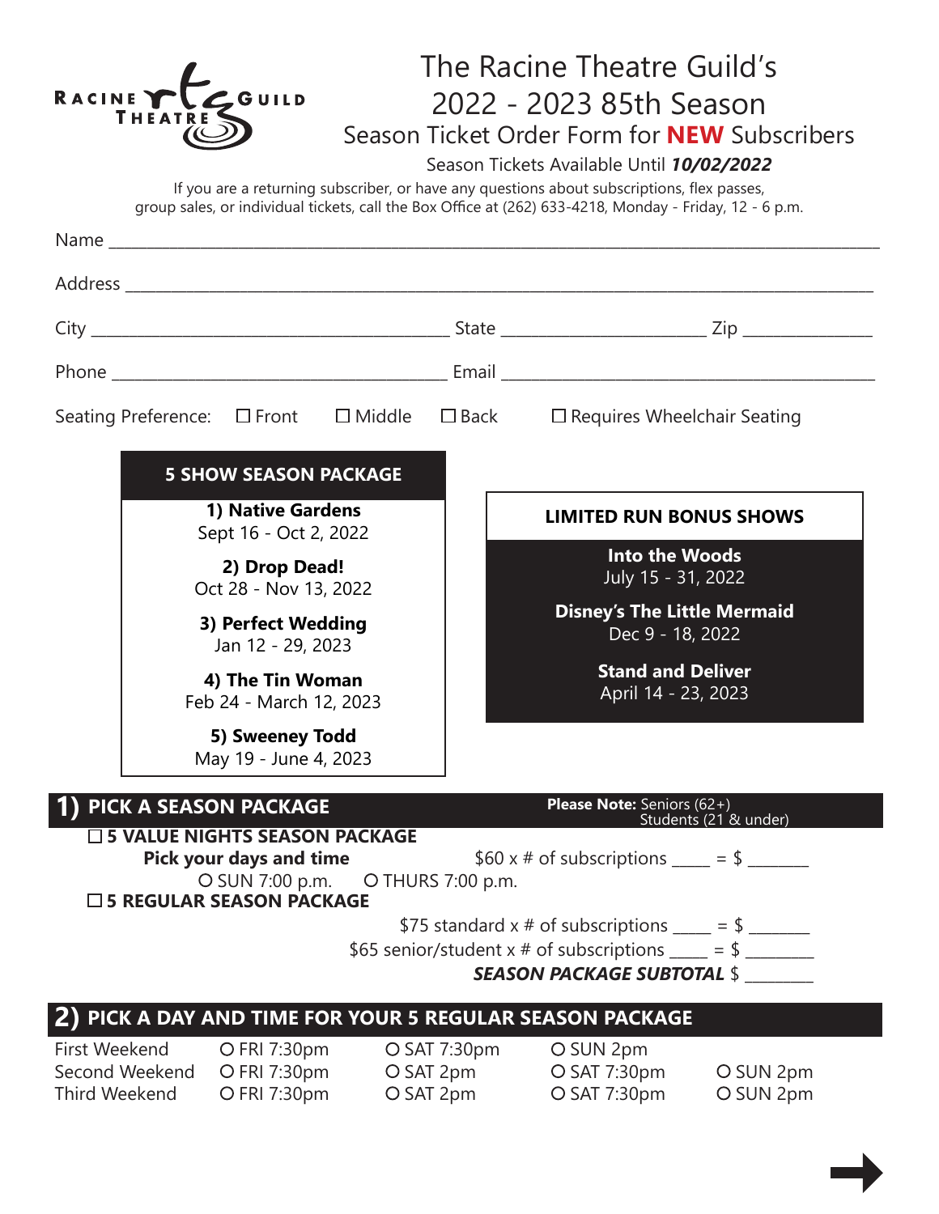RACINE THEATRE GUILD

# The Racine Theatre Guild's 2022 - 2023 85th Season

## Season Ticket Order Form for **NEW** Subscribers

Season Tickets Available Until ***10/02/2022***

If you are a returning subscriber, or have any questions about subscriptions, flex passes, group sales, or individual tickets, call the Box Office at (262) 633-4218, Monday - Friday, 12 - 6 p.m.

Name ______________________________________________

Address ______________________________________________

City ______________________ State ______________ Zip __________

Phone ______________________ Email ______________________

Seating Preference: ☐ Front ☐ Middle ☐ Back ☐ Requires Wheelchair Seating

### 5 SHOW SEASON PACKAGE

**1) Native Gardens**
Sept 16 - Oct 2, 2022

**2) Drop Dead!**
Oct 28 - Nov 13, 2022

**3) Perfect Wedding**
Jan 12 - 29, 2023

**4) The Tin Woman**
Feb 24 - March 12, 2023

**5) Sweeney Todd**
May 19 - June 4, 2023

### LIMITED RUN BONUS SHOWS

**Into the Woods**
July 15 - 31, 2022

**Disney's The Little Mermaid**
Dec 9 - 18, 2022

**Stand and Deliver**
April 14 - 23, 2023

## 1) PICK A SEASON PACKAGE

**Please Note:** Seniors (62+) Students (21 & under)

☐ **5 VALUE NIGHTS SEASON PACKAGE**

**Pick your days and time** $60 x # of subscriptions ____ = $ _______

O SUN 7:00 p.m. O THURS 7:00 p.m.

☐ **5 REGULAR SEASON PACKAGE**

$75 standard x # of subscriptions ____ = $ _______

$65 senior/student x # of subscriptions ____ = $ _______

***SEASON PACKAGE SUBTOTAL*** $ ________

## 2) PICK A DAY AND TIME FOR YOUR 5 REGULAR SEASON PACKAGE

| | | | | |
|---|---|---|---|---|
| First Weekend | O FRI 7:30pm | O SAT 7:30pm | O SUN 2pm | |
| Second Weekend | O FRI 7:30pm | O SAT 2pm | O SAT 7:30pm | O SUN 2pm |
| Third Weekend | O FRI 7:30pm | O SAT 2pm | O SAT 7:30pm | O SUN 2pm |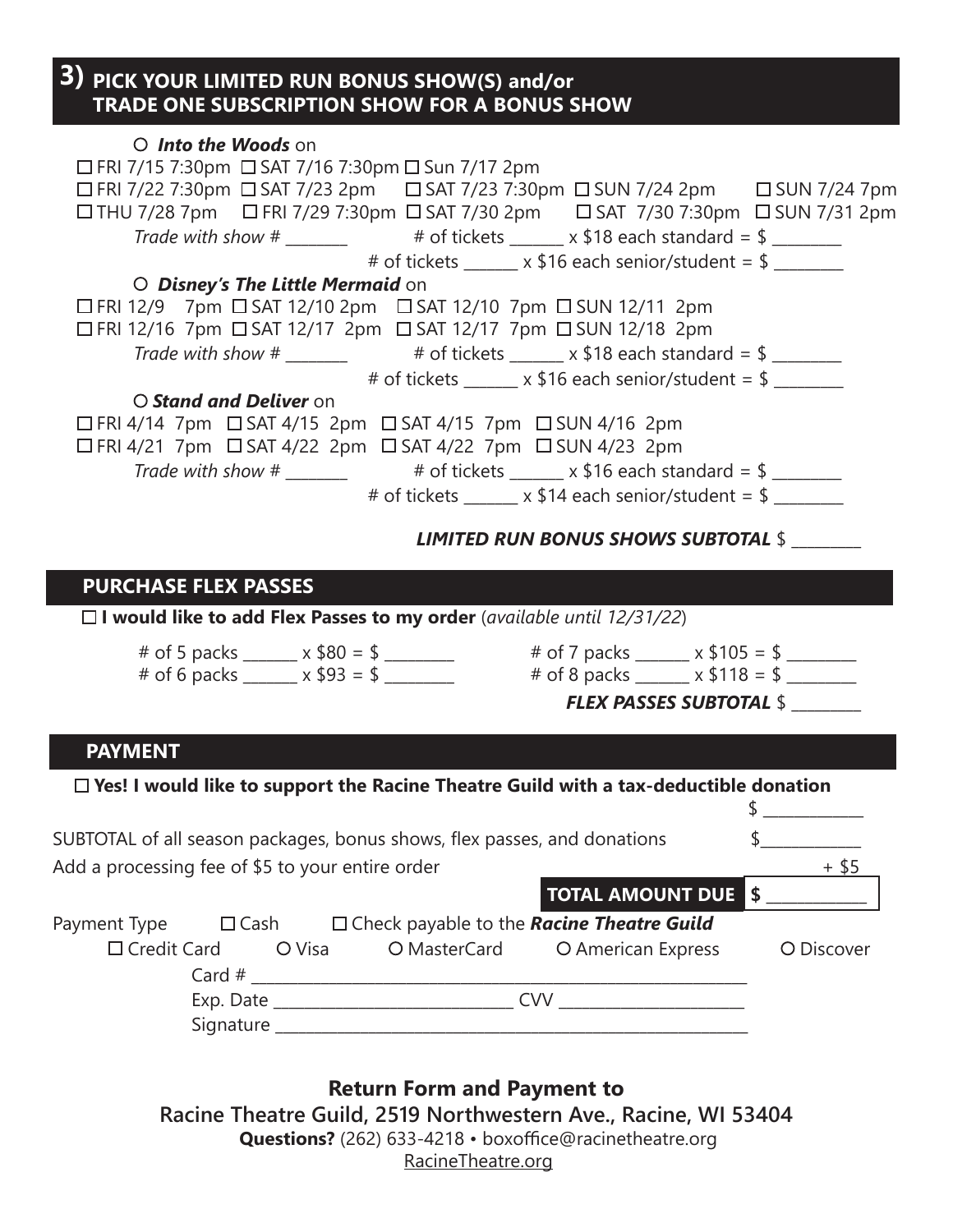## 3) PICK YOUR LIMITED RUN BONUS SHOW(S) and/or TRADE ONE SUBSCRIPTION SHOW FOR A BONUS SHOW

○ ***Into the Woods*** on

☐ FRI 7/15 7:30pm ☐ SAT 7/16 7:30pm ☐ Sun 7/17 2pm
☐ FRI 7/22 7:30pm ☐ SAT 7/23 2pm ☐ SAT 7/23 7:30pm ☐ SUN 7/24 2pm ☐ SUN 7/24 7pm
☐ THU 7/28 7pm ☐ FRI 7/29 7:30pm ☐ SAT 7/30 2pm ☐ SAT 7/30 7:30pm ☐ SUN 7/31 2pm

*Trade with show #* _______ # of tickets ______ x $18 each standard = $ ________
# of tickets ______ x $16 each senior/student = $ ________

○ ***Disney's The Little Mermaid*** on

☐ FRI 12/9 7pm ☐ SAT 12/10 2pm ☐ SAT 12/10 7pm ☐ SUN 12/11 2pm
☐ FRI 12/16 7pm ☐ SAT 12/17 2pm ☐ SAT 12/17 7pm ☐ SUN 12/18 2pm

*Trade with show #* _______ # of tickets ______ x $18 each standard = $ ________
# of tickets ______ x $16 each senior/student = $ ________

○ ***Stand and Deliver*** on

☐ FRI 4/14 7pm ☐ SAT 4/15 2pm ☐ SAT 4/15 7pm ☐ SUN 4/16 2pm
☐ FRI 4/21 7pm ☐ SAT 4/22 2pm ☐ SAT 4/22 7pm ☐ SUN 4/23 2pm

*Trade with show #* _______ # of tickets ______ x $16 each standard = $ ________
# of tickets ______ x $14 each senior/student = $ ________

***LIMITED RUN BONUS SHOWS SUBTOTAL*** $ ________

## PURCHASE FLEX PASSES

☐ **I would like to add Flex Passes to my order** (*available until 12/31/22*)

# of 5 packs ______ x $80 = $ ________
# of 6 packs ______ x $93 = $ ________
# of 7 packs ______ x $105 = $ ________
# of 8 packs ______ x $118 = $ ________

***FLEX PASSES SUBTOTAL*** $ ________

## PAYMENT

☐ **Yes! I would like to support the Racine Theatre Guild with a tax-deductible donation** $ ____________

SUBTOTAL of all season packages, bonus shows, flex passes, and donations $____________

Add a processing fee of $5 to your entire order + $5

**TOTAL AMOUNT DUE $** ____________

Payment Type ☐ Cash ☐ Check payable to the ***Racine Theatre Guild***

☐ Credit Card ○ Visa ○ MasterCard ○ American Express ○ Discover

Card # ____________________________________________

Exp. Date ____________________________ CVV ______________________

Signature ____________________________________________

**Return Form and Payment to**

**Racine Theatre Guild, 2519 Northwestern Ave., Racine, WI 53404**

**Questions?** (262) 633-4218 • boxoffice@racinetheatre.org

RacineTheatre.org